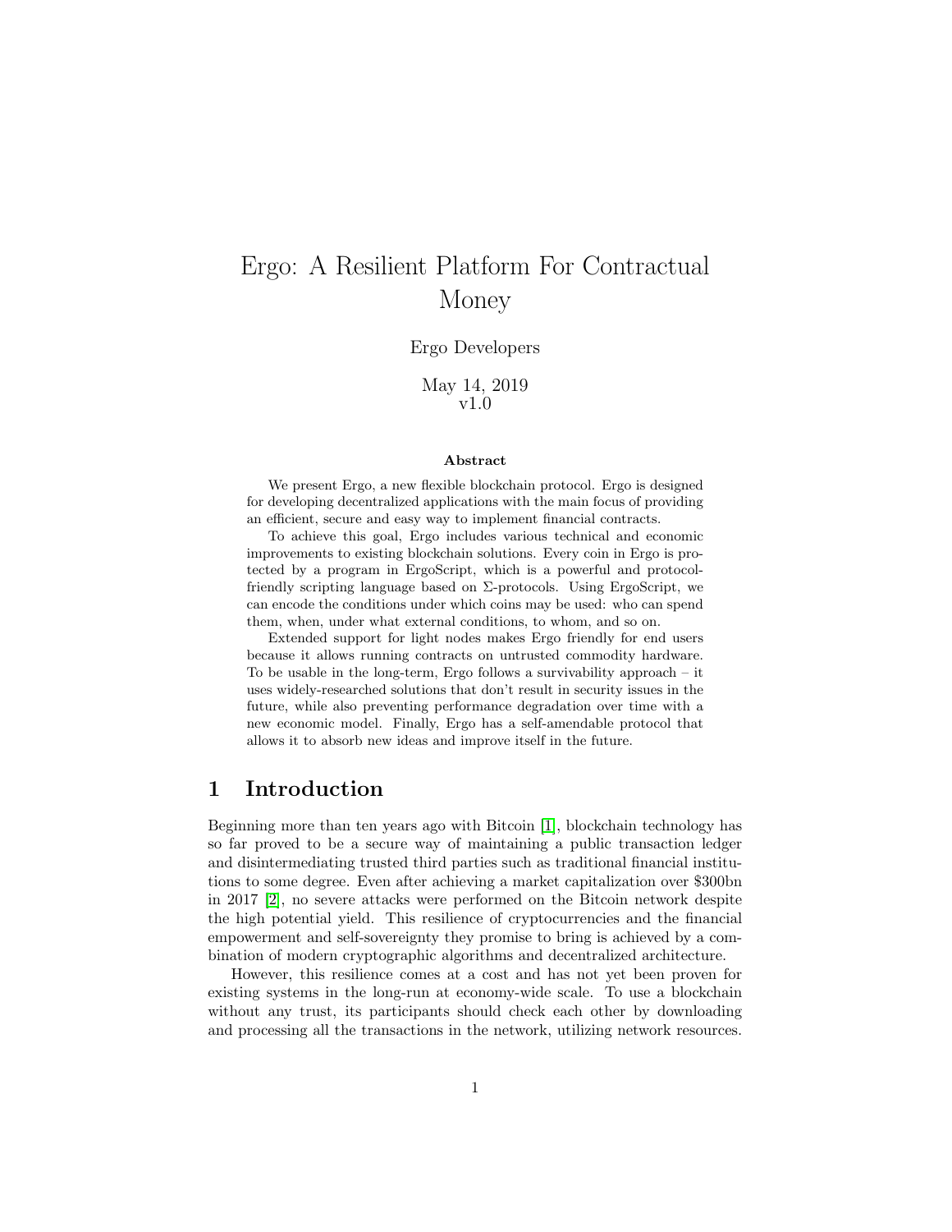# Ergo: A Resilient Platform For Contractual Money

Ergo Developers

May 14, 2019
v1.0

**Abstract**

We present Ergo, a new flexible blockchain protocol. Ergo is designed for developing decentralized applications with the main focus of providing an efficient, secure and easy way to implement financial contracts.

To achieve this goal, Ergo includes various technical and economic improvements to existing blockchain solutions. Every coin in Ergo is protected by a program in ErgoScript, which is a powerful and protocol-friendly scripting language based on $\Sigma$-protocols. Using ErgoScript, we can encode the conditions under which coins may be used: who can spend them, when, under what external conditions, to whom, and so on.

Extended support for light nodes makes Ergo friendly for end users because it allows running contracts on untrusted commodity hardware. To be usable in the long-term, Ergo follows a survivability approach – it uses widely-researched solutions that don't result in security issues in the future, while also preventing performance degradation over time with a new economic model. Finally, Ergo has a self-amendable protocol that allows it to absorb new ideas and improve itself in the future.

## 1 Introduction

Beginning more than ten years ago with Bitcoin [1], blockchain technology has so far proved to be a secure way of maintaining a public transaction ledger and disintermediating trusted third parties such as traditional financial institutions to some degree. Even after achieving a market capitalization over $300bn in 2017 [2], no severe attacks were performed on the Bitcoin network despite the high potential yield. This resilience of cryptocurrencies and the financial empowerment and self-sovereignty they promise to bring is achieved by a combination of modern cryptographic algorithms and decentralized architecture.

However, this resilience comes at a cost and has not yet been proven for existing systems in the long-run at economy-wide scale. To use a blockchain without any trust, its participants should check each other by downloading and processing all the transactions in the network, utilizing network resources.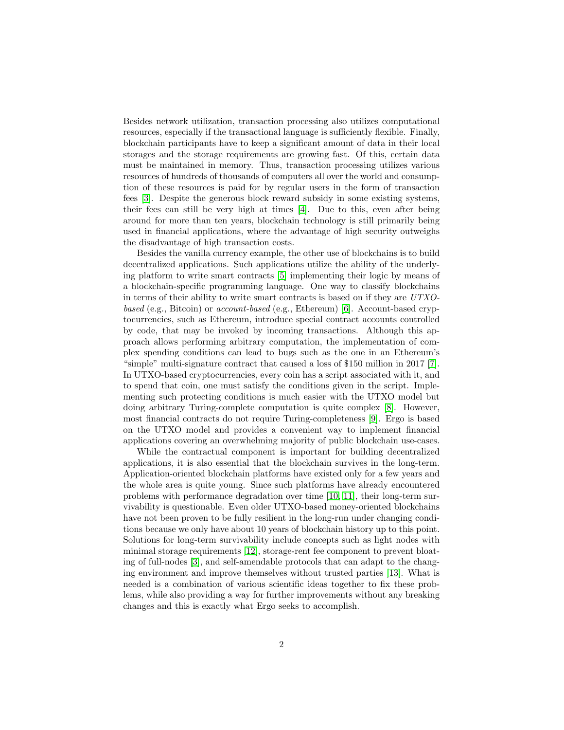Besides network utilization, transaction processing also utilizes computational resources, especially if the transactional language is sufficiently flexible. Finally, blockchain participants have to keep a significant amount of data in their local storages and the storage requirements are growing fast. Of this, certain data must be maintained in memory. Thus, transaction processing utilizes various resources of hundreds of thousands of computers all over the world and consumption of these resources is paid for by regular users in the form of transaction fees [3]. Despite the generous block reward subsidy in some existing systems, their fees can still be very high at times [4]. Due to this, even after being around for more than ten years, blockchain technology is still primarily being used in financial applications, where the advantage of high security outweighs the disadvantage of high transaction costs.

Besides the vanilla currency example, the other use of blockchains is to build decentralized applications. Such applications utilize the ability of the underlying platform to write smart contracts [5] implementing their logic by means of a blockchain-specific programming language. One way to classify blockchains in terms of their ability to write smart contracts is based on if they are *UTXO-based* (e.g., Bitcoin) or *account-based* (e.g., Ethereum) [6]. Account-based cryptocurrencies, such as Ethereum, introduce special contract accounts controlled by code, that may be invoked by incoming transactions. Although this approach allows performing arbitrary computation, the implementation of complex spending conditions can lead to bugs such as the one in an Ethereum's "simple" multi-signature contract that caused a loss of $150 million in 2017 [7]. In UTXO-based cryptocurrencies, every coin has a script associated with it, and to spend that coin, one must satisfy the conditions given in the script. Implementing such protecting conditions is much easier with the UTXO model but doing arbitrary Turing-complete computation is quite complex [8]. However, most financial contracts do not require Turing-completeness [9]. Ergo is based on the UTXO model and provides a convenient way to implement financial applications covering an overwhelming majority of public blockchain use-cases.

While the contractual component is important for building decentralized applications, it is also essential that the blockchain survives in the long-term. Application-oriented blockchain platforms have existed only for a few years and the whole area is quite young. Since such platforms have already encountered problems with performance degradation over time [10, 11], their long-term survivability is questionable. Even older UTXO-based money-oriented blockchains have not been proven to be fully resilient in the long-run under changing conditions because we only have about 10 years of blockchain history up to this point. Solutions for long-term survivability include concepts such as light nodes with minimal storage requirements [12], storage-rent fee component to prevent bloating of full-nodes [3], and self-amendable protocols that can adapt to the changing environment and improve themselves without trusted parties [13]. What is needed is a combination of various scientific ideas together to fix these problems, while also providing a way for further improvements without any breaking changes and this is exactly what Ergo seeks to accomplish.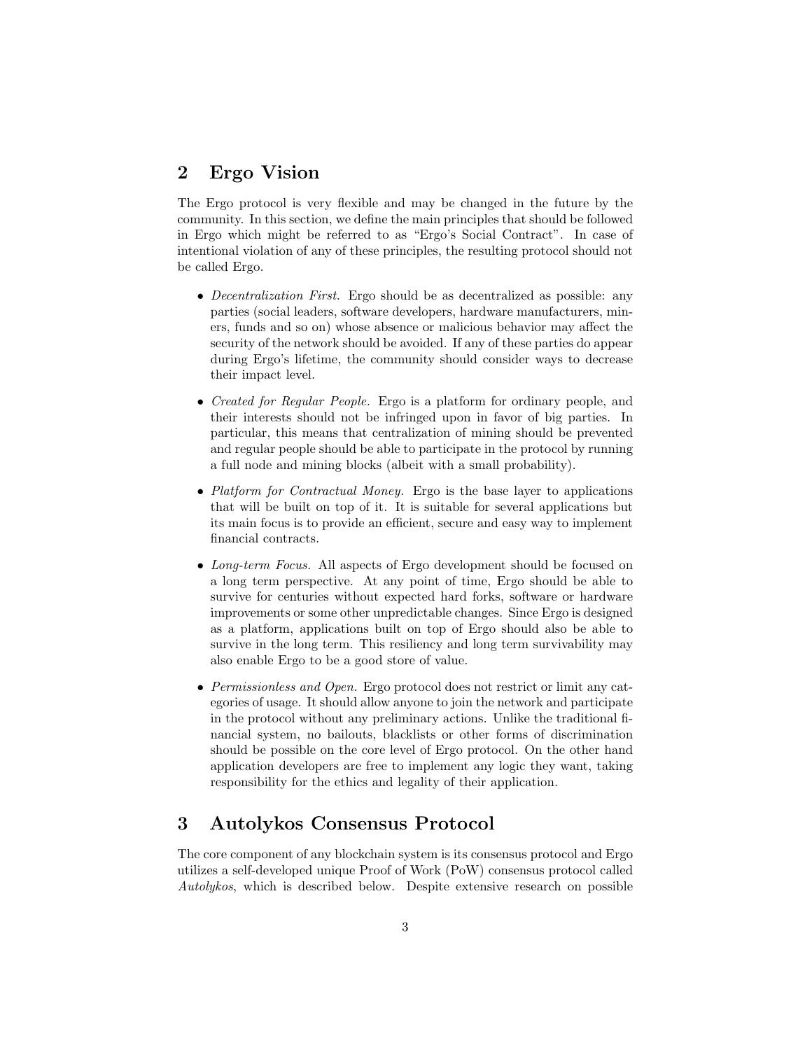## 2 Ergo Vision

The Ergo protocol is very flexible and may be changed in the future by the community. In this section, we define the main principles that should be followed in Ergo which might be referred to as "Ergo's Social Contract". In case of intentional violation of any of these principles, the resulting protocol should not be called Ergo.

- *Decentralization First.* Ergo should be as decentralized as possible: any parties (social leaders, software developers, hardware manufacturers, miners, funds and so on) whose absence or malicious behavior may affect the security of the network should be avoided. If any of these parties do appear during Ergo's lifetime, the community should consider ways to decrease their impact level.
- *Created for Regular People.* Ergo is a platform for ordinary people, and their interests should not be infringed upon in favor of big parties. In particular, this means that centralization of mining should be prevented and regular people should be able to participate in the protocol by running a full node and mining blocks (albeit with a small probability).
- *Platform for Contractual Money.* Ergo is the base layer to applications that will be built on top of it. It is suitable for several applications but its main focus is to provide an efficient, secure and easy way to implement financial contracts.
- *Long-term Focus.* All aspects of Ergo development should be focused on a long term perspective. At any point of time, Ergo should be able to survive for centuries without expected hard forks, software or hardware improvements or some other unpredictable changes. Since Ergo is designed as a platform, applications built on top of Ergo should also be able to survive in the long term. This resiliency and long term survivability may also enable Ergo to be a good store of value.
- *Permissionless and Open.* Ergo protocol does not restrict or limit any categories of usage. It should allow anyone to join the network and participate in the protocol without any preliminary actions. Unlike the traditional financial system, no bailouts, blacklists or other forms of discrimination should be possible on the core level of Ergo protocol. On the other hand application developers are free to implement any logic they want, taking responsibility for the ethics and legality of their application.

## 3 Autolykos Consensus Protocol

The core component of any blockchain system is its consensus protocol and Ergo utilizes a self-developed unique Proof of Work (PoW) consensus protocol called *Autolykos*, which is described below. Despite extensive research on possible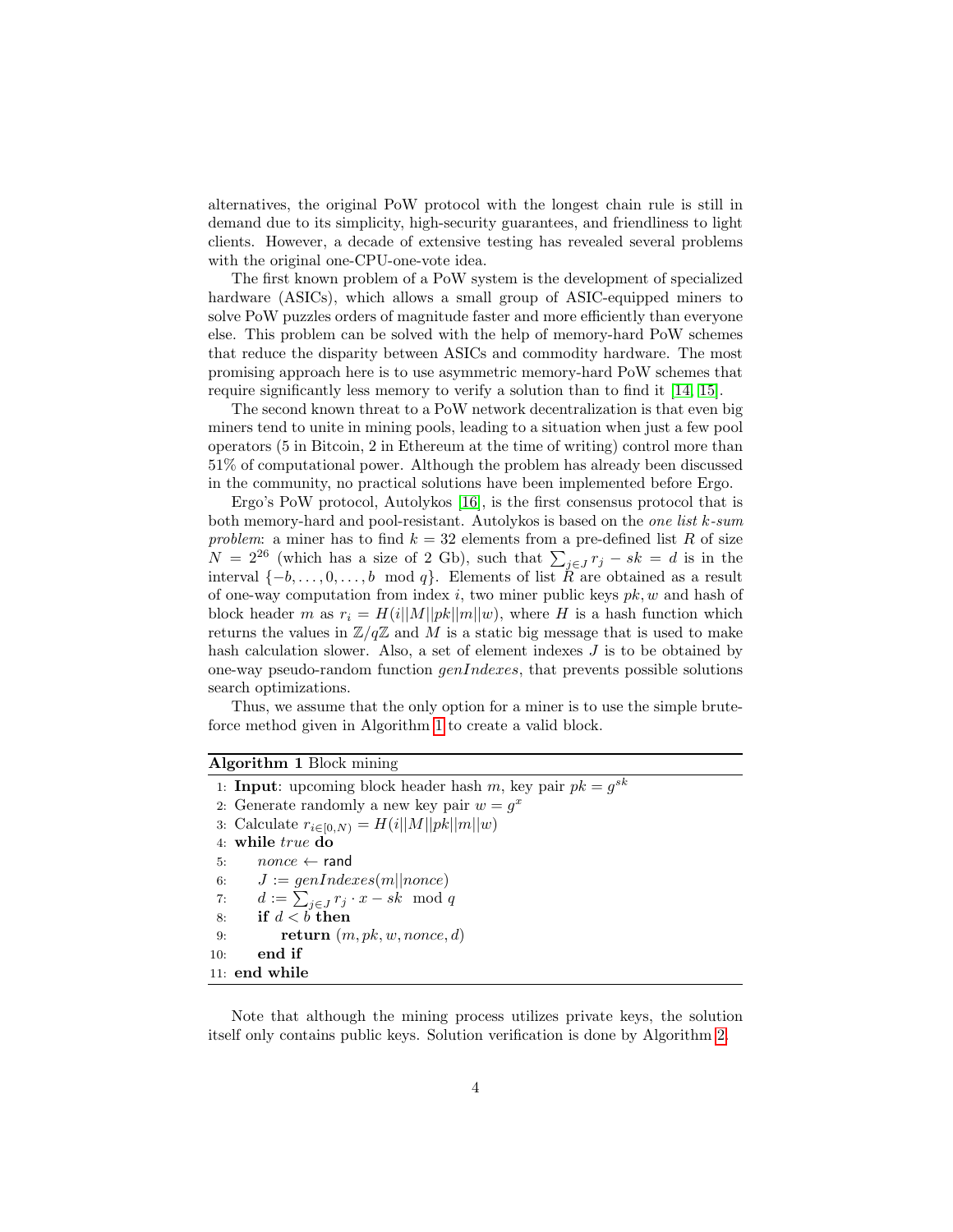alternatives, the original PoW protocol with the longest chain rule is still in demand due to its simplicity, high-security guarantees, and friendliness to light clients. However, a decade of extensive testing has revealed several problems with the original one-CPU-one-vote idea.

The first known problem of a PoW system is the development of specialized hardware (ASICs), which allows a small group of ASIC-equipped miners to solve PoW puzzles orders of magnitude faster and more efficiently than everyone else. This problem can be solved with the help of memory-hard PoW schemes that reduce the disparity between ASICs and commodity hardware. The most promising approach here is to use asymmetric memory-hard PoW schemes that require significantly less memory to verify a solution than to find it [14, 15].

The second known threat to a PoW network decentralization is that even big miners tend to unite in mining pools, leading to a situation when just a few pool operators (5 in Bitcoin, 2 in Ethereum at the time of writing) control more than 51% of computational power. Although the problem has already been discussed in the community, no practical solutions have been implemented before Ergo.

Ergo's PoW protocol, Autolykos [16], is the first consensus protocol that is both memory-hard and pool-resistant. Autolykos is based on the *one list k-sum problem*: a miner has to find $k = 32$ elements from a pre-defined list $R$ of size $N = 2^{26}$ (which has a size of 2 Gb), such that $\sum_{j \in J} r_j - sk = d$ is in the interval $\{-b, \ldots, 0, \ldots, b \mod q\}$. Elements of list $R$ are obtained as a result of one-way computation from index $i$, two miner public keys $pk, w$ and hash of block header $m$ as $r_i = H(i||M||pk||m||w)$, where $H$ is a hash function which returns the values in $\mathbb{Z}/q\mathbb{Z}$ and $M$ is a static big message that is used to make hash calculation slower. Also, a set of element indexes $J$ is to be obtained by one-way pseudo-random function *genIndexes*, that prevents possible solutions search optimizations.

Thus, we assume that the only option for a miner is to use the simple brute-force method given in Algorithm 1 to create a valid block.

**Algorithm 1** Block mining

1: **Input**: upcoming block header hash $m$, key pair $pk = g^{sk}$
2: Generate randomly a new key pair $w = g^x$
3: Calculate $r_{i \in [0,N)} = H(i||M||pk||m||w)$
4: **while** *true* **do**
5: $\quad$ $nonce \leftarrow$ rand
6: $\quad$ $J := genIndexes(m||nonce)$
7: $\quad$ $d := \sum_{j \in J} r_j \cdot x - sk \mod q$
8: $\quad$ **if** $d < b$ **then**
9: $\quad\quad$ **return** $(m, pk, w, nonce, d)$
10: $\quad$ **end if**
11: **end while**

Note that although the mining process utilizes private keys, the solution itself only contains public keys. Solution verification is done by Algorithm 2.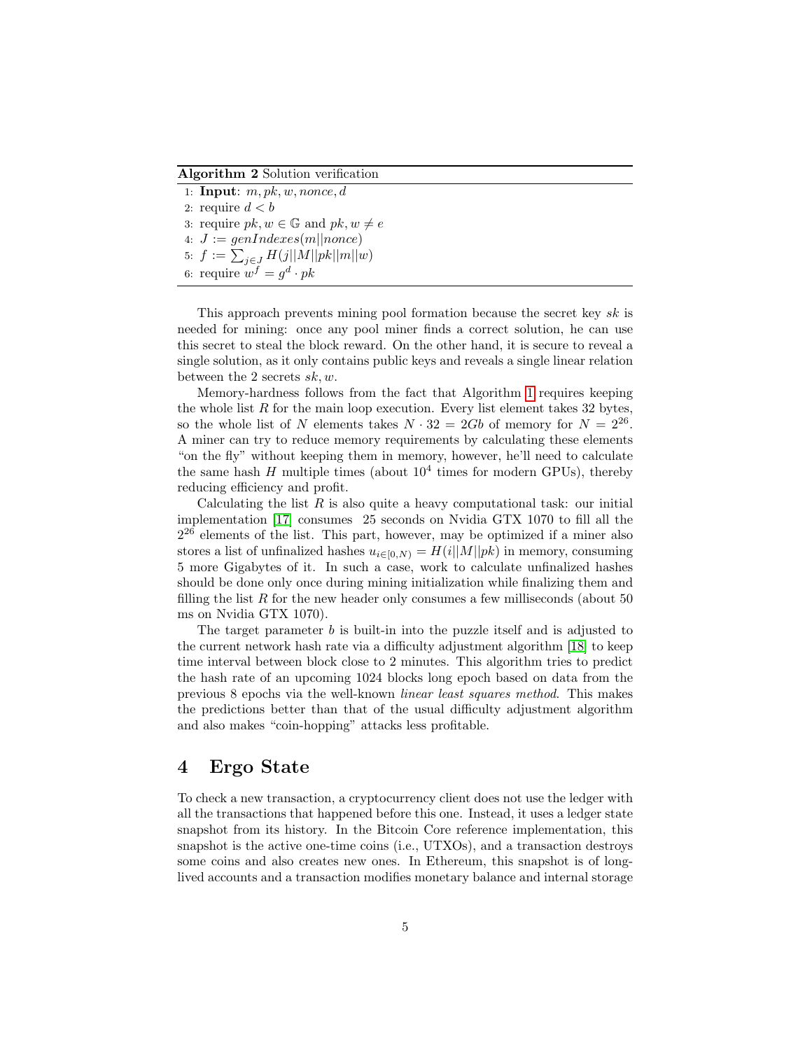**Algorithm 2** Solution verification

1: **Input**: $m, pk, w, nonce, d$
2: require $d < b$
3: require $pk, w \in \mathbb{G}$ and $pk, w \neq e$
4: $J := genIndexes(m||nonce)$
5: $f := \sum_{j \in J} H(j||M||pk||m||w)$
6: require $w^f = g^d \cdot pk$

This approach prevents mining pool formation because the secret key $sk$ is needed for mining: once any pool miner finds a correct solution, he can use this secret to steal the block reward. On the other hand, it is secure to reveal a single solution, as it only contains public keys and reveals a single linear relation between the 2 secrets $sk, w$.

Memory-hardness follows from the fact that Algorithm 1 requires keeping the whole list $R$ for the main loop execution. Every list element takes 32 bytes, so the whole list of $N$ elements takes $N \cdot 32 = 2Gb$ of memory for $N = 2^{26}$. A miner can try to reduce memory requirements by calculating these elements "on the fly" without keeping them in memory, however, he'll need to calculate the same hash $H$ multiple times (about $10^4$ times for modern GPUs), thereby reducing efficiency and profit.

Calculating the list $R$ is also quite a heavy computational task: our initial implementation [17] consumes 25 seconds on Nvidia GTX 1070 to fill all the $2^{26}$ elements of the list. This part, however, may be optimized if a miner also stores a list of unfinalized hashes $u_{i \in [0,N)} = H(i||M||pk)$ in memory, consuming 5 more Gigabytes of it. In such a case, work to calculate unfinalized hashes should be done only once during mining initialization while finalizing them and filling the list $R$ for the new header only consumes a few milliseconds (about 50 ms on Nvidia GTX 1070).

The target parameter $b$ is built-in into the puzzle itself and is adjusted to the current network hash rate via a difficulty adjustment algorithm [18] to keep time interval between block close to 2 minutes. This algorithm tries to predict the hash rate of an upcoming 1024 blocks long epoch based on data from the previous 8 epochs via the well-known *linear least squares method*. This makes the predictions better than that of the usual difficulty adjustment algorithm and also makes "coin-hopping" attacks less profitable.

# 4 Ergo State

To check a new transaction, a cryptocurrency client does not use the ledger with all the transactions that happened before this one. Instead, it uses a ledger state snapshot from its history. In the Bitcoin Core reference implementation, this snapshot is the active one-time coins (i.e., UTXOs), and a transaction destroys some coins and also creates new ones. In Ethereum, this snapshot is of long-lived accounts and a transaction modifies monetary balance and internal storage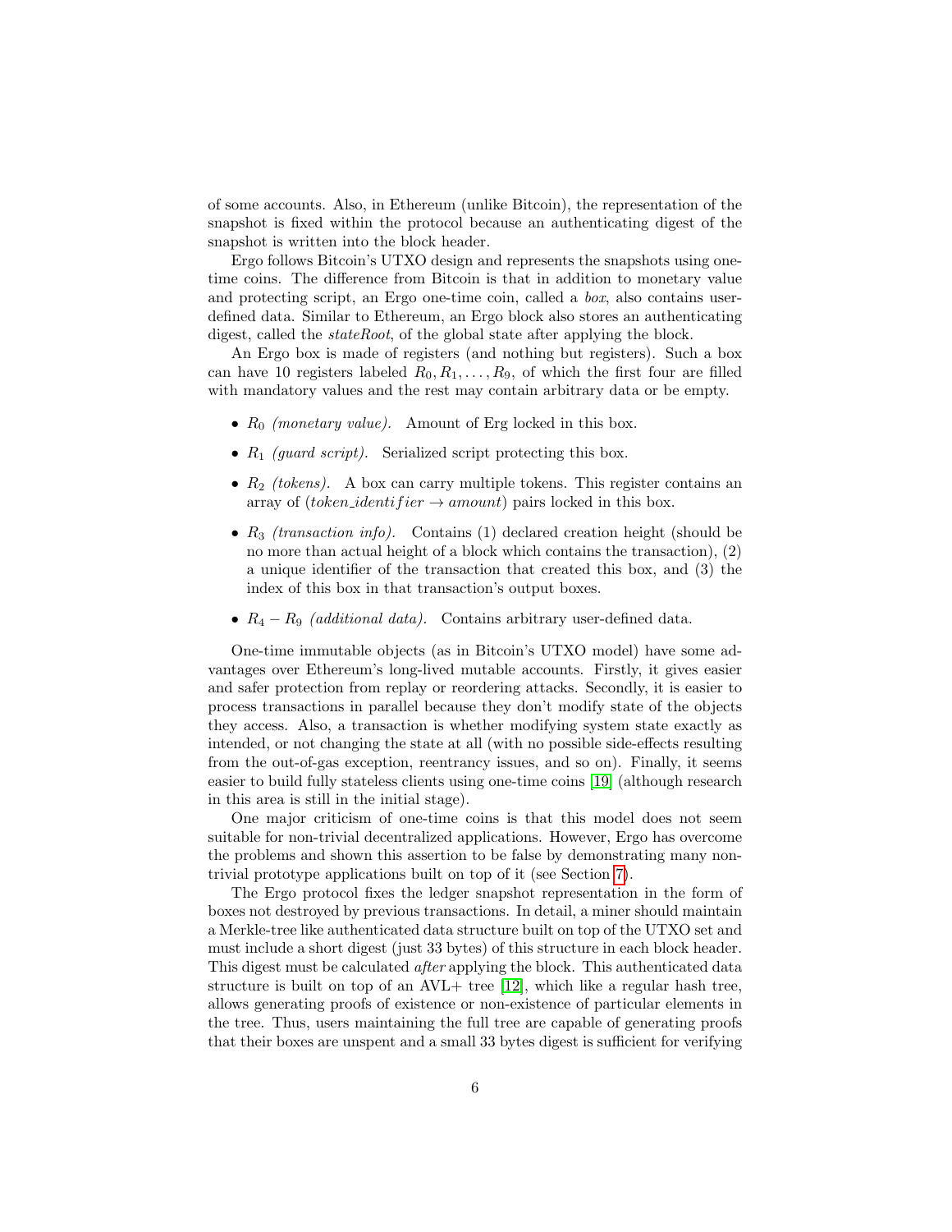of some accounts. Also, in Ethereum (unlike Bitcoin), the representation of the snapshot is fixed within the protocol because an authenticating digest of the snapshot is written into the block header.

Ergo follows Bitcoin's UTXO design and represents the snapshots using one-time coins. The difference from Bitcoin is that in addition to monetary value and protecting script, an Ergo one-time coin, called a *box*, also contains user-defined data. Similar to Ethereum, an Ergo block also stores an authenticating digest, called the *stateRoot*, of the global state after applying the block.

An Ergo box is made of registers (and nothing but registers). Such a box can have 10 registers labeled $R_0, R_1, \ldots, R_9$, of which the first four are filled with mandatory values and the rest may contain arbitrary data or be empty.

- $R_0$ *(monetary value).* Amount of Erg locked in this box.
- $R_1$ *(guard script).* Serialized script protecting this box.
- $R_2$ *(tokens).* A box can carry multiple tokens. This register contains an array of ($token\_identifier \rightarrow amount$) pairs locked in this box.
- $R_3$ *(transaction info).* Contains (1) declared creation height (should be no more than actual height of a block which contains the transaction), (2) a unique identifier of the transaction that created this box, and (3) the index of this box in that transaction's output boxes.
- $R_4 - R_9$ *(additional data).* Contains arbitrary user-defined data.

One-time immutable objects (as in Bitcoin's UTXO model) have some advantages over Ethereum's long-lived mutable accounts. Firstly, it gives easier and safer protection from replay or reordering attacks. Secondly, it is easier to process transactions in parallel because they don't modify state of the objects they access. Also, a transaction is whether modifying system state exactly as intended, or not changing the state at all (with no possible side-effects resulting from the out-of-gas exception, reentrancy issues, and so on). Finally, it seems easier to build fully stateless clients using one-time coins [19] (although research in this area is still in the initial stage).

One major criticism of one-time coins is that this model does not seem suitable for non-trivial decentralized applications. However, Ergo has overcome the problems and shown this assertion to be false by demonstrating many non-trivial prototype applications built on top of it (see Section 7).

The Ergo protocol fixes the ledger snapshot representation in the form of boxes not destroyed by previous transactions. In detail, a miner should maintain a Merkle-tree like authenticated data structure built on top of the UTXO set and must include a short digest (just 33 bytes) of this structure in each block header. This digest must be calculated *after* applying the block. This authenticated data structure is built on top of an AVL+ tree [12], which like a regular hash tree, allows generating proofs of existence or non-existence of particular elements in the tree. Thus, users maintaining the full tree are capable of generating proofs that their boxes are unspent and a small 33 bytes digest is sufficient for verifying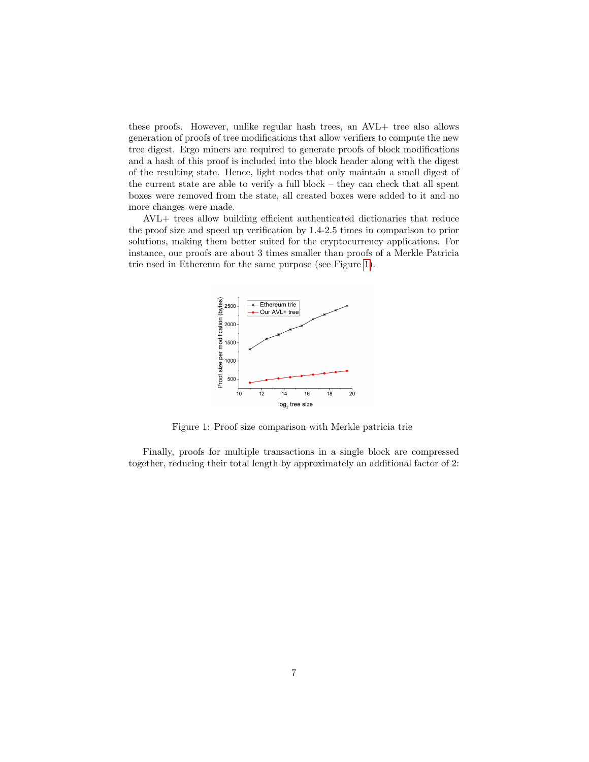these proofs. However, unlike regular hash trees, an AVL+ tree also allows generation of proofs of tree modifications that allow verifiers to compute the new tree digest. Ergo miners are required to generate proofs of block modifications and a hash of this proof is included into the block header along with the digest of the resulting state. Hence, light nodes that only maintain a small digest of the current state are able to verify a full block – they can check that all spent boxes were removed from the state, all created boxes were added to it and no more changes were made.

AVL+ trees allow building efficient authenticated dictionaries that reduce the proof size and speed up verification by 1.4-2.5 times in comparison to prior solutions, making them better suited for the cryptocurrency applications. For instance, our proofs are about 3 times smaller than proofs of a Merkle Patricia trie used in Ethereum for the same purpose (see Figure 1).

Figure 1: Proof size comparison with Merkle patricia trie

Finally, proofs for multiple transactions in a single block are compressed together, reducing their total length by approximately an additional factor of 2: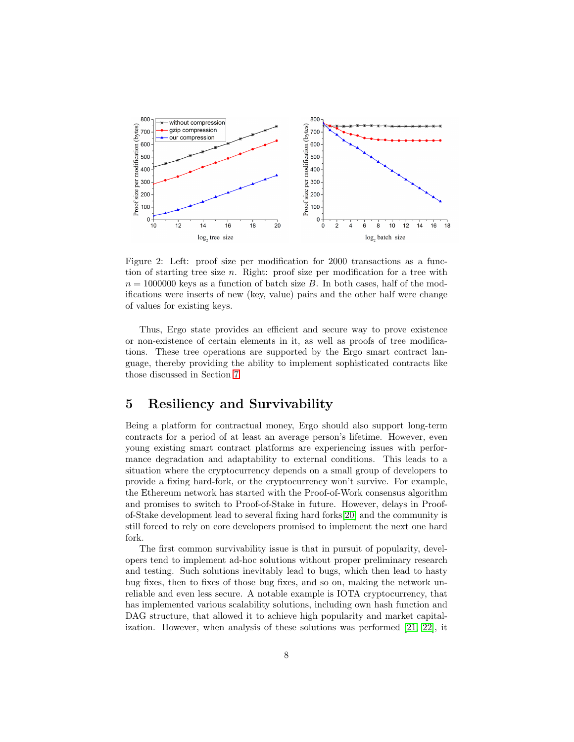Figure 2: Left: proof size per modification for 2000 transactions as a function of starting tree size $n$. Right: proof size per modification for a tree with $n = 1000000$ keys as a function of batch size $B$. In both cases, half of the modifications were inserts of new (key, value) pairs and the other half were change of values for existing keys.

Thus, Ergo state provides an efficient and secure way to prove existence or non-existence of certain elements in it, as well as proofs of tree modifications. These tree operations are supported by the Ergo smart contract language, thereby providing the ability to implement sophisticated contracts like those discussed in Section 7.

# 5 Resiliency and Survivability

Being a platform for contractual money, Ergo should also support long-term contracts for a period of at least an average person's lifetime. However, even young existing smart contract platforms are experiencing issues with performance degradation and adaptability to external conditions. This leads to a situation where the cryptocurrency depends on a small group of developers to provide a fixing hard-fork, or the cryptocurrency won't survive. For example, the Ethereum network has started with the Proof-of-Work consensus algorithm and promises to switch to Proof-of-Stake in future. However, delays in Proof-of-Stake development lead to several fixing hard forks[20] and the community is still forced to rely on core developers promised to implement the next one hard fork.

The first common survivability issue is that in pursuit of popularity, developers tend to implement ad-hoc solutions without proper preliminary research and testing. Such solutions inevitably lead to bugs, which then lead to hasty bug fixes, then to fixes of those bug fixes, and so on, making the network unreliable and even less secure. A notable example is IOTA cryptocurrency, that has implemented various scalability solutions, including own hash function and DAG structure, that allowed it to achieve high popularity and market capitalization. However, when analysis of these solutions was performed [21, 22], it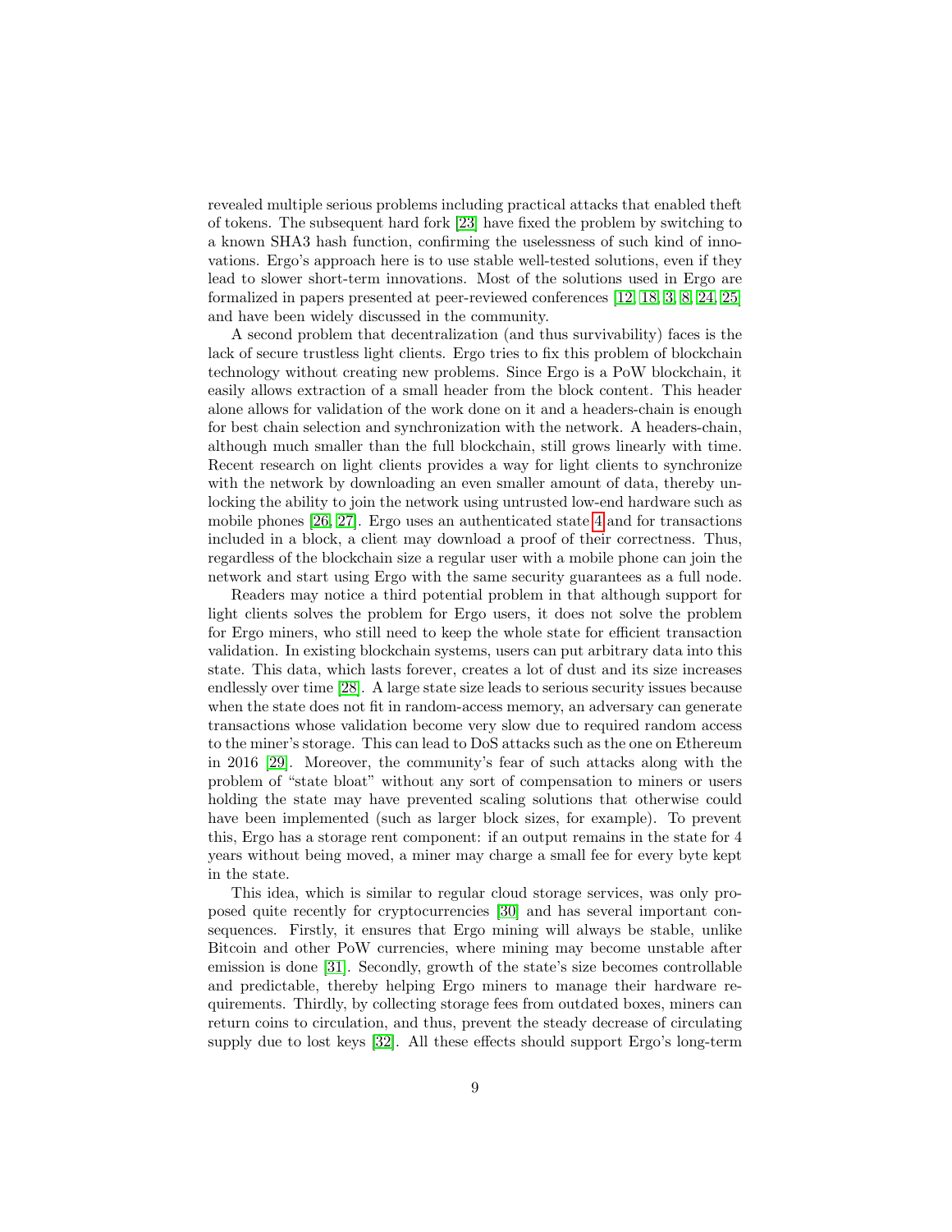revealed multiple serious problems including practical attacks that enabled theft of tokens. The subsequent hard fork [23] have fixed the problem by switching to a known SHA3 hash function, confirming the uselessness of such kind of innovations. Ergo's approach here is to use stable well-tested solutions, even if they lead to slower short-term innovations. Most of the solutions used in Ergo are formalized in papers presented at peer-reviewed conferences [12, 18, 3, 8, 24, 25] and have been widely discussed in the community.

A second problem that decentralization (and thus survivability) faces is the lack of secure trustless light clients. Ergo tries to fix this problem of blockchain technology without creating new problems. Since Ergo is a PoW blockchain, it easily allows extraction of a small header from the block content. This header alone allows for validation of the work done on it and a headers-chain is enough for best chain selection and synchronization with the network. A headers-chain, although much smaller than the full blockchain, still grows linearly with time. Recent research on light clients provides a way for light clients to synchronize with the network by downloading an even smaller amount of data, thereby unlocking the ability to join the network using untrusted low-end hardware such as mobile phones [26, 27]. Ergo uses an authenticated state 4 and for transactions included in a block, a client may download a proof of their correctness. Thus, regardless of the blockchain size a regular user with a mobile phone can join the network and start using Ergo with the same security guarantees as a full node.

Readers may notice a third potential problem in that although support for light clients solves the problem for Ergo users, it does not solve the problem for Ergo miners, who still need to keep the whole state for efficient transaction validation. In existing blockchain systems, users can put arbitrary data into this state. This data, which lasts forever, creates a lot of dust and its size increases endlessly over time [28]. A large state size leads to serious security issues because when the state does not fit in random-access memory, an adversary can generate transactions whose validation become very slow due to required random access to the miner's storage. This can lead to DoS attacks such as the one on Ethereum in 2016 [29]. Moreover, the community's fear of such attacks along with the problem of "state bloat" without any sort of compensation to miners or users holding the state may have prevented scaling solutions that otherwise could have been implemented (such as larger block sizes, for example). To prevent this, Ergo has a storage rent component: if an output remains in the state for 4 years without being moved, a miner may charge a small fee for every byte kept in the state.

This idea, which is similar to regular cloud storage services, was only proposed quite recently for cryptocurrencies [30] and has several important consequences. Firstly, it ensures that Ergo mining will always be stable, unlike Bitcoin and other PoW currencies, where mining may become unstable after emission is done [31]. Secondly, growth of the state's size becomes controllable and predictable, thereby helping Ergo miners to manage their hardware requirements. Thirdly, by collecting storage fees from outdated boxes, miners can return coins to circulation, and thus, prevent the steady decrease of circulating supply due to lost keys [32]. All these effects should support Ergo's long-term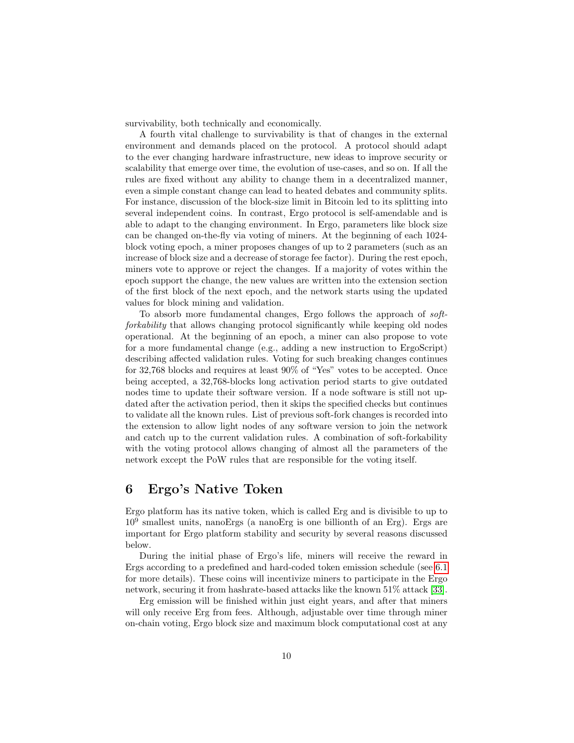survivability, both technically and economically.

A fourth vital challenge to survivability is that of changes in the external environment and demands placed on the protocol. A protocol should adapt to the ever changing hardware infrastructure, new ideas to improve security or scalability that emerge over time, the evolution of use-cases, and so on. If all the rules are fixed without any ability to change them in a decentralized manner, even a simple constant change can lead to heated debates and community splits. For instance, discussion of the block-size limit in Bitcoin led to its splitting into several independent coins. In contrast, Ergo protocol is self-amendable and is able to adapt to the changing environment. In Ergo, parameters like block size can be changed on-the-fly via voting of miners. At the beginning of each 1024-block voting epoch, a miner proposes changes of up to 2 parameters (such as an increase of block size and a decrease of storage fee factor). During the rest epoch, miners vote to approve or reject the changes. If a majority of votes within the epoch support the change, the new values are written into the extension section of the first block of the next epoch, and the network starts using the updated values for block mining and validation.

To absorb more fundamental changes, Ergo follows the approach of *soft-forkability* that allows changing protocol significantly while keeping old nodes operational. At the beginning of an epoch, a miner can also propose to vote for a more fundamental change (e.g., adding a new instruction to ErgoScript) describing affected validation rules. Voting for such breaking changes continues for 32,768 blocks and requires at least 90% of "Yes" votes to be accepted. Once being accepted, a 32,768-blocks long activation period starts to give outdated nodes time to update their software version. If a node software is still not updated after the activation period, then it skips the specified checks but continues to validate all the known rules. List of previous soft-fork changes is recorded into the extension to allow light nodes of any software version to join the network and catch up to the current validation rules. A combination of soft-forkability with the voting protocol allows changing of almost all the parameters of the network except the PoW rules that are responsible for the voting itself.

# 6 Ergo's Native Token

Ergo platform has its native token, which is called Erg and is divisible to up to $10^9$ smallest units, nanoErgs (a nanoErg is one billionth of an Erg). Ergs are important for Ergo platform stability and security by several reasons discussed below.

During the initial phase of Ergo's life, miners will receive the reward in Ergs according to a predefined and hard-coded token emission schedule (see 6.1 for more details). These coins will incentivize miners to participate in the Ergo network, securing it from hashrate-based attacks like the known 51% attack [33].

Erg emission will be finished within just eight years, and after that miners will only receive Erg from fees. Although, adjustable over time through miner on-chain voting, Ergo block size and maximum block computational cost at any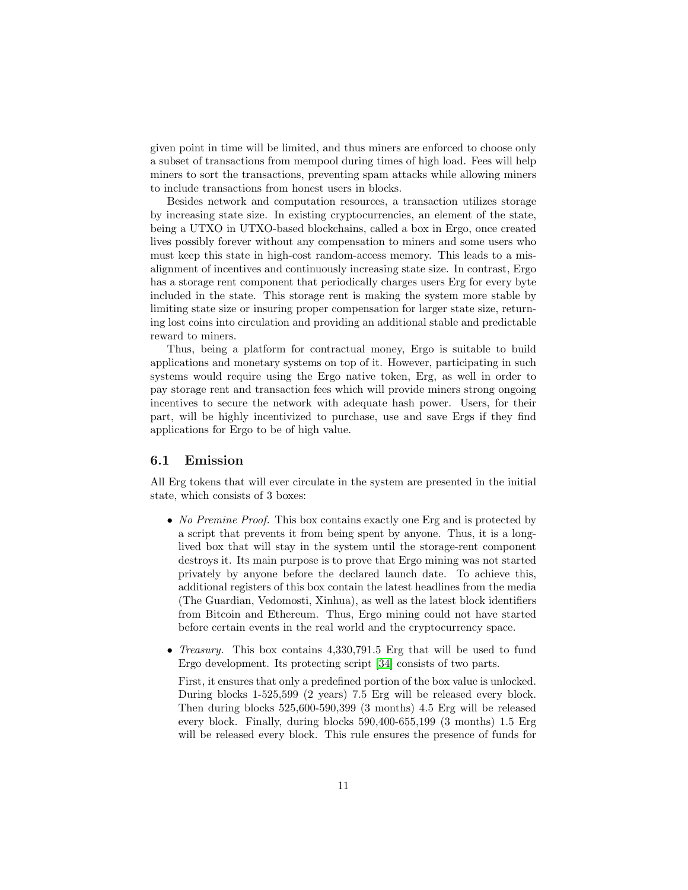given point in time will be limited, and thus miners are enforced to choose only a subset of transactions from mempool during times of high load. Fees will help miners to sort the transactions, preventing spam attacks while allowing miners to include transactions from honest users in blocks.

Besides network and computation resources, a transaction utilizes storage by increasing state size. In existing cryptocurrencies, an element of the state, being a UTXO in UTXO-based blockchains, called a box in Ergo, once created lives possibly forever without any compensation to miners and some users who must keep this state in high-cost random-access memory. This leads to a misalignment of incentives and continuously increasing state size. In contrast, Ergo has a storage rent component that periodically charges users Erg for every byte included in the state. This storage rent is making the system more stable by limiting state size or insuring proper compensation for larger state size, returning lost coins into circulation and providing an additional stable and predictable reward to miners.

Thus, being a platform for contractual money, Ergo is suitable to build applications and monetary systems on top of it. However, participating in such systems would require using the Ergo native token, Erg, as well in order to pay storage rent and transaction fees which will provide miners strong ongoing incentives to secure the network with adequate hash power. Users, for their part, will be highly incentivized to purchase, use and save Ergs if they find applications for Ergo to be of high value.

## 6.1 Emission

All Erg tokens that will ever circulate in the system are presented in the initial state, which consists of 3 boxes:

- *No Premine Proof.* This box contains exactly one Erg and is protected by a script that prevents it from being spent by anyone. Thus, it is a long-lived box that will stay in the system until the storage-rent component destroys it. Its main purpose is to prove that Ergo mining was not started privately by anyone before the declared launch date. To achieve this, additional registers of this box contain the latest headlines from the media (The Guardian, Vedomosti, Xinhua), as well as the latest block identifiers from Bitcoin and Ethereum. Thus, Ergo mining could not have started before certain events in the real world and the cryptocurrency space.
- *Treasury.* This box contains 4,330,791.5 Erg that will be used to fund Ergo development. Its protecting script [34] consists of two parts.

  First, it ensures that only a predefined portion of the box value is unlocked. During blocks 1-525,599 (2 years) 7.5 Erg will be released every block. Then during blocks 525,600-590,399 (3 months) 4.5 Erg will be released every block. Finally, during blocks 590,400-655,199 (3 months) 1.5 Erg will be released every block. This rule ensures the presence of funds for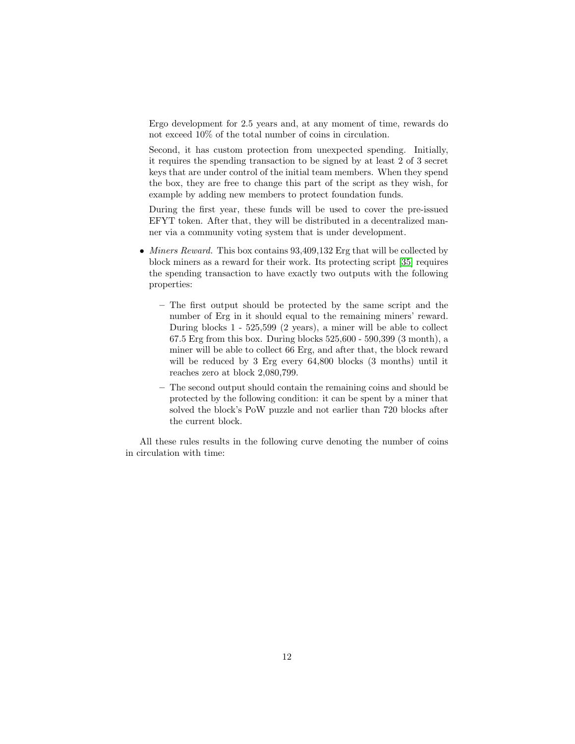Ergo development for 2.5 years and, at any moment of time, rewards do not exceed 10% of the total number of coins in circulation.

Second, it has custom protection from unexpected spending. Initially, it requires the spending transaction to be signed by at least 2 of 3 secret keys that are under control of the initial team members. When they spend the box, they are free to change this part of the script as they wish, for example by adding new members to protect foundation funds.

During the first year, these funds will be used to cover the pre-issued EFYT token. After that, they will be distributed in a decentralized manner via a community voting system that is under development.

- *Miners Reward.* This box contains 93,409,132 Erg that will be collected by block miners as a reward for their work. Its protecting script [35] requires the spending transaction to have exactly two outputs with the following properties:
  - The first output should be protected by the same script and the number of Erg in it should equal to the remaining miners' reward. During blocks 1 - 525,599 (2 years), a miner will be able to collect 67.5 Erg from this box. During blocks 525,600 - 590,399 (3 month), a miner will be able to collect 66 Erg, and after that, the block reward will be reduced by 3 Erg every 64,800 blocks (3 months) until it reaches zero at block 2,080,799.
  - The second output should contain the remaining coins and should be protected by the following condition: it can be spent by a miner that solved the block's PoW puzzle and not earlier than 720 blocks after the current block.

All these rules results in the following curve denoting the number of coins in circulation with time: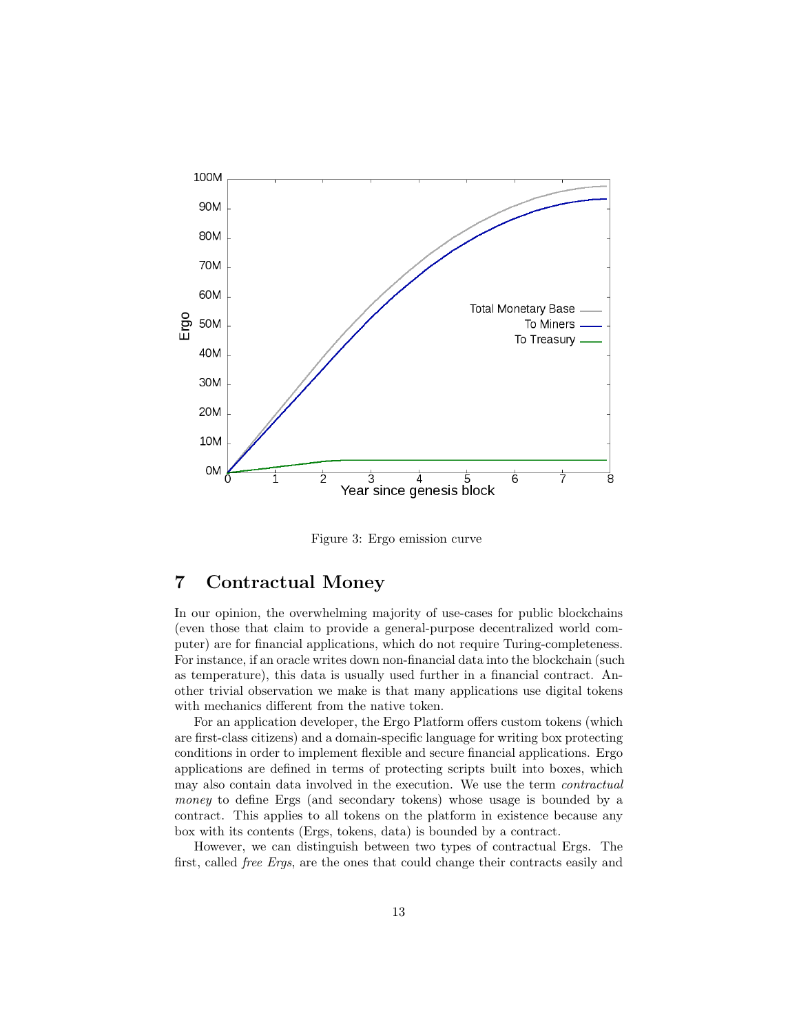Figure 3: Ergo emission curve

## 7 Contractual Money

In our opinion, the overwhelming majority of use-cases for public blockchains (even those that claim to provide a general-purpose decentralized world computer) are for financial applications, which do not require Turing-completeness. For instance, if an oracle writes down non-financial data into the blockchain (such as temperature), this data is usually used further in a financial contract. Another trivial observation we make is that many applications use digital tokens with mechanics different from the native token.

For an application developer, the Ergo Platform offers custom tokens (which are first-class citizens) and a domain-specific language for writing box protecting conditions in order to implement flexible and secure financial applications. Ergo applications are defined in terms of protecting scripts built into boxes, which may also contain data involved in the execution. We use the term *contractual money* to define Ergs (and secondary tokens) whose usage is bounded by a contract. This applies to all tokens on the platform in existence because any box with its contents (Ergs, tokens, data) is bounded by a contract.

However, we can distinguish between two types of contractual Ergs. The first, called *free Ergs*, are the ones that could change their contracts easily and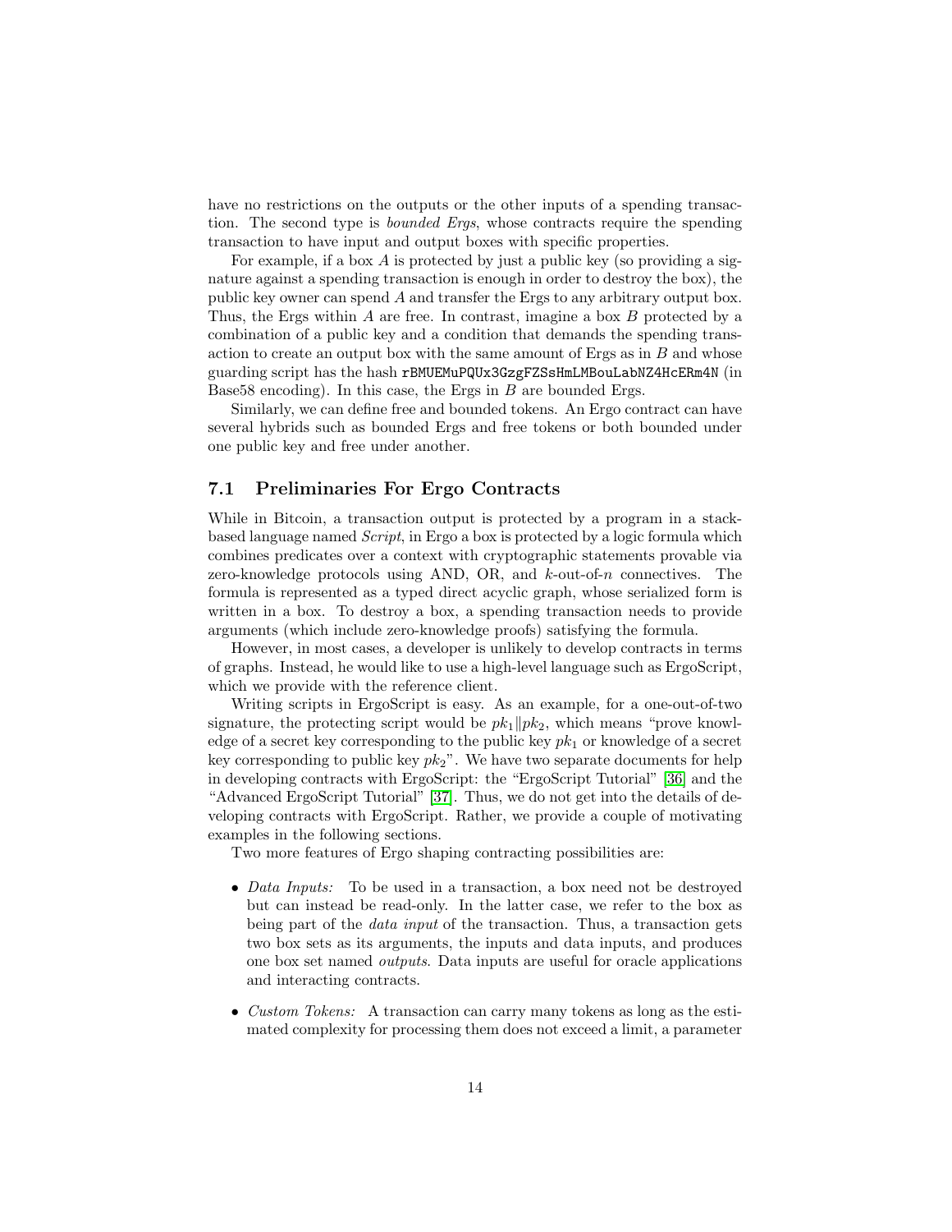have no restrictions on the outputs or the other inputs of a spending transaction. The second type is *bounded Ergs*, whose contracts require the spending transaction to have input and output boxes with specific properties.

For example, if a box $A$ is protected by just a public key (so providing a signature against a spending transaction is enough in order to destroy the box), the public key owner can spend $A$ and transfer the Ergs to any arbitrary output box. Thus, the Ergs within $A$ are free. In contrast, imagine a box $B$ protected by a combination of a public key and a condition that demands the spending transaction to create an output box with the same amount of Ergs as in $B$ and whose guarding script has the hash `rBMUEMuPQUx3GzgFZSsHmLMBouLabNZ4HcERm4N` (in Base58 encoding). In this case, the Ergs in $B$ are bounded Ergs.

Similarly, we can define free and bounded tokens. An Ergo contract can have several hybrids such as bounded Ergs and free tokens or both bounded under one public key and free under another.

### 7.1 Preliminaries For Ergo Contracts

While in Bitcoin, a transaction output is protected by a program in a stack-based language named *Script*, in Ergo a box is protected by a logic formula which combines predicates over a context with cryptographic statements provable via zero-knowledge protocols using AND, OR, and $k$-out-of-$n$ connectives. The formula is represented as a typed direct acyclic graph, whose serialized form is written in a box. To destroy a box, a spending transaction needs to provide arguments (which include zero-knowledge proofs) satisfying the formula.

However, in most cases, a developer is unlikely to develop contracts in terms of graphs. Instead, he would like to use a high-level language such as ErgoScript, which we provide with the reference client.

Writing scripts in ErgoScript is easy. As an example, for a one-out-of-two signature, the protecting script would be $pk_1 \| pk_2$, which means "prove knowledge of a secret key corresponding to the public key $pk_1$ or knowledge of a secret key corresponding to public key $pk_2$". We have two separate documents for help in developing contracts with ErgoScript: the "ErgoScript Tutorial" [36] and the "Advanced ErgoScript Tutorial" [37]. Thus, we do not get into the details of developing contracts with ErgoScript. Rather, we provide a couple of motivating examples in the following sections.

Two more features of Ergo shaping contracting possibilities are:

- *Data Inputs:* To be used in a transaction, a box need not be destroyed but can instead be read-only. In the latter case, we refer to the box as being part of the *data input* of the transaction. Thus, a transaction gets two box sets as its arguments, the inputs and data inputs, and produces one box set named *outputs*. Data inputs are useful for oracle applications and interacting contracts.
- *Custom Tokens:* A transaction can carry many tokens as long as the estimated complexity for processing them does not exceed a limit, a parameter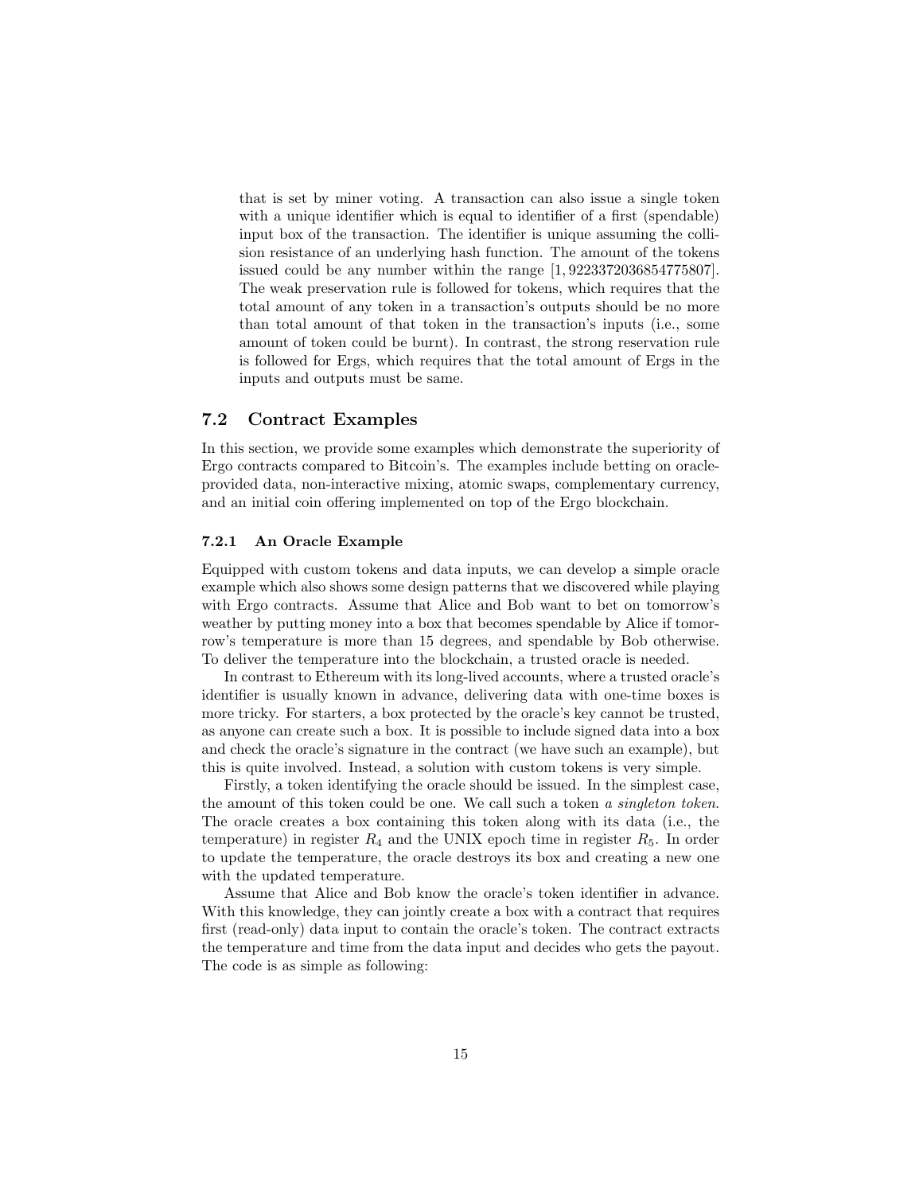that is set by miner voting. A transaction can also issue a single token with a unique identifier which is equal to identifier of a first (spendable) input box of the transaction. The identifier is unique assuming the collision resistance of an underlying hash function. The amount of the tokens issued could be any number within the range [1, 9223372036854775807]. The weak preservation rule is followed for tokens, which requires that the total amount of any token in a transaction's outputs should be no more than total amount of that token in the transaction's inputs (i.e., some amount of token could be burnt). In contrast, the strong reservation rule is followed for Ergs, which requires that the total amount of Ergs in the inputs and outputs must be same.

## 7.2 Contract Examples

In this section, we provide some examples which demonstrate the superiority of Ergo contracts compared to Bitcoin's. The examples include betting on oracle-provided data, non-interactive mixing, atomic swaps, complementary currency, and an initial coin offering implemented on top of the Ergo blockchain.

### 7.2.1 An Oracle Example

Equipped with custom tokens and data inputs, we can develop a simple oracle example which also shows some design patterns that we discovered while playing with Ergo contracts. Assume that Alice and Bob want to bet on tomorrow's weather by putting money into a box that becomes spendable by Alice if tomorrow's temperature is more than 15 degrees, and spendable by Bob otherwise. To deliver the temperature into the blockchain, a trusted oracle is needed.

In contrast to Ethereum with its long-lived accounts, where a trusted oracle's identifier is usually known in advance, delivering data with one-time boxes is more tricky. For starters, a box protected by the oracle's key cannot be trusted, as anyone can create such a box. It is possible to include signed data into a box and check the oracle's signature in the contract (we have such an example), but this is quite involved. Instead, a solution with custom tokens is very simple.

Firstly, a token identifying the oracle should be issued. In the simplest case, the amount of this token could be one. We call such a token *a singleton token*. The oracle creates a box containing this token along with its data (i.e., the temperature) in register $R_4$ and the UNIX epoch time in register $R_5$. In order to update the temperature, the oracle destroys its box and creating a new one with the updated temperature.

Assume that Alice and Bob know the oracle's token identifier in advance. With this knowledge, they can jointly create a box with a contract that requires first (read-only) data input to contain the oracle's token. The contract extracts the temperature and time from the data input and decides who gets the payout. The code is as simple as following: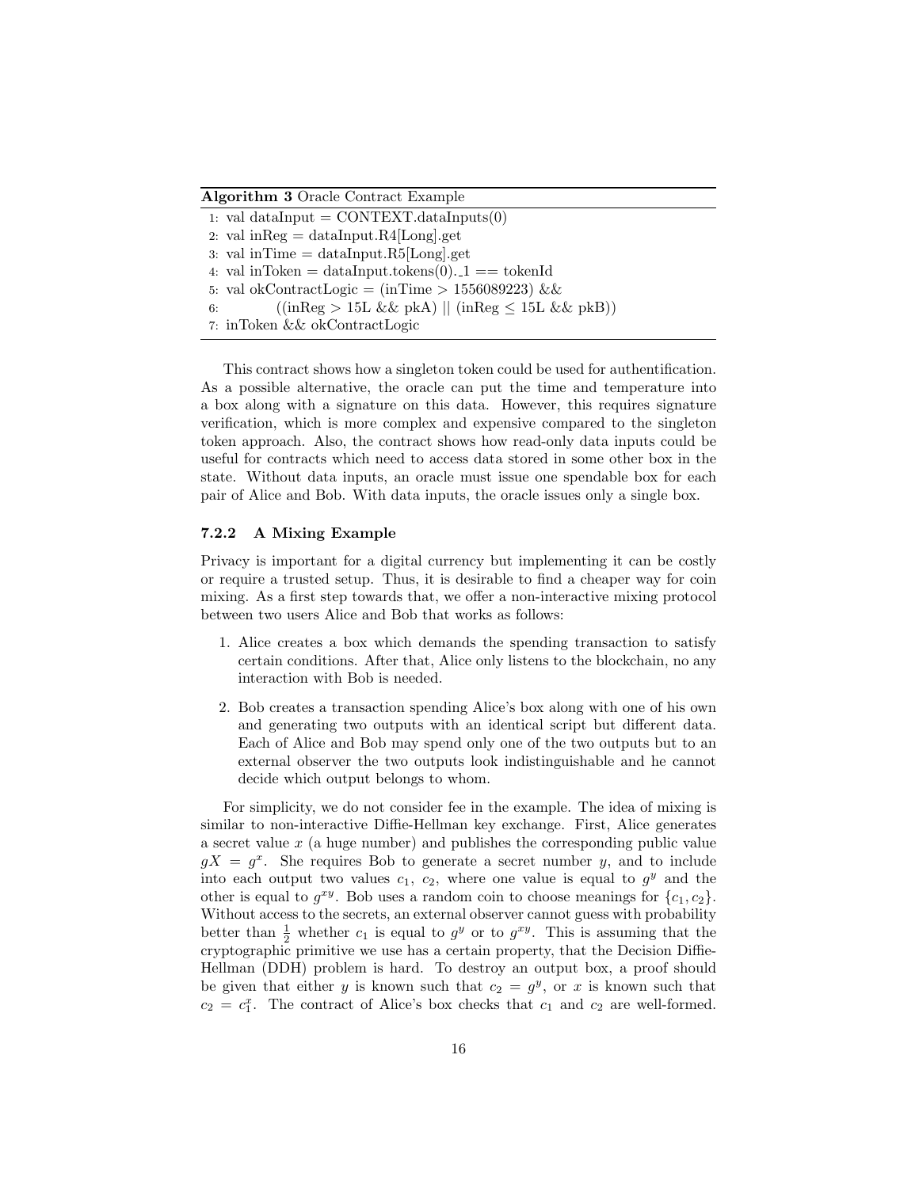**Algorithm 3** Oracle Contract Example

```
1: val dataInput = CONTEXT.dataInputs(0)
2: val inReg = dataInput.R4[Long].get
3: val inTime = dataInput.R5[Long].get
4: val inToken = dataInput.tokens(0)._1 == tokenId
5: val okContractLogic = (inTime > 1556089223) &&
6:         ((inReg > 15L && pkA) || (inReg ≤ 15L && pkB))
7: inToken && okContractLogic
```

This contract shows how a singleton token could be used for authentification. As a possible alternative, the oracle can put the time and temperature into a box along with a signature on this data. However, this requires signature verification, which is more complex and expensive compared to the singleton token approach. Also, the contract shows how read-only data inputs could be useful for contracts which need to access data stored in some other box in the state. Without data inputs, an oracle must issue one spendable box for each pair of Alice and Bob. With data inputs, the oracle issues only a single box.

#### 7.2.2 A Mixing Example

Privacy is important for a digital currency but implementing it can be costly or require a trusted setup. Thus, it is desirable to find a cheaper way for coin mixing. As a first step towards that, we offer a non-interactive mixing protocol between two users Alice and Bob that works as follows:

1. Alice creates a box which demands the spending transaction to satisfy certain conditions. After that, Alice only listens to the blockchain, no any interaction with Bob is needed.
2. Bob creates a transaction spending Alice's box along with one of his own and generating two outputs with an identical script but different data. Each of Alice and Bob may spend only one of the two outputs but to an external observer the two outputs look indistinguishable and he cannot decide which output belongs to whom.

For simplicity, we do not consider fee in the example. The idea of mixing is similar to non-interactive Diffie-Hellman key exchange. First, Alice generates a secret value $x$ (a huge number) and publishes the corresponding public value $gX = g^x$. She requires Bob to generate a secret number $y$, and to include into each output two values $c_1$, $c_2$, where one value is equal to $g^y$ and the other is equal to $g^{xy}$. Bob uses a random coin to choose meanings for $\{c_1, c_2\}$. Without access to the secrets, an external observer cannot guess with probability better than $\frac{1}{2}$ whether $c_1$ is equal to $g^y$ or to $g^{xy}$. This is assuming that the cryptographic primitive we use has a certain property, that the Decision Diffie-Hellman (DDH) problem is hard. To destroy an output box, a proof should be given that either $y$ is known such that $c_2 = g^y$, or $x$ is known such that $c_2 = c_1^x$. The contract of Alice's box checks that $c_1$ and $c_2$ are well-formed.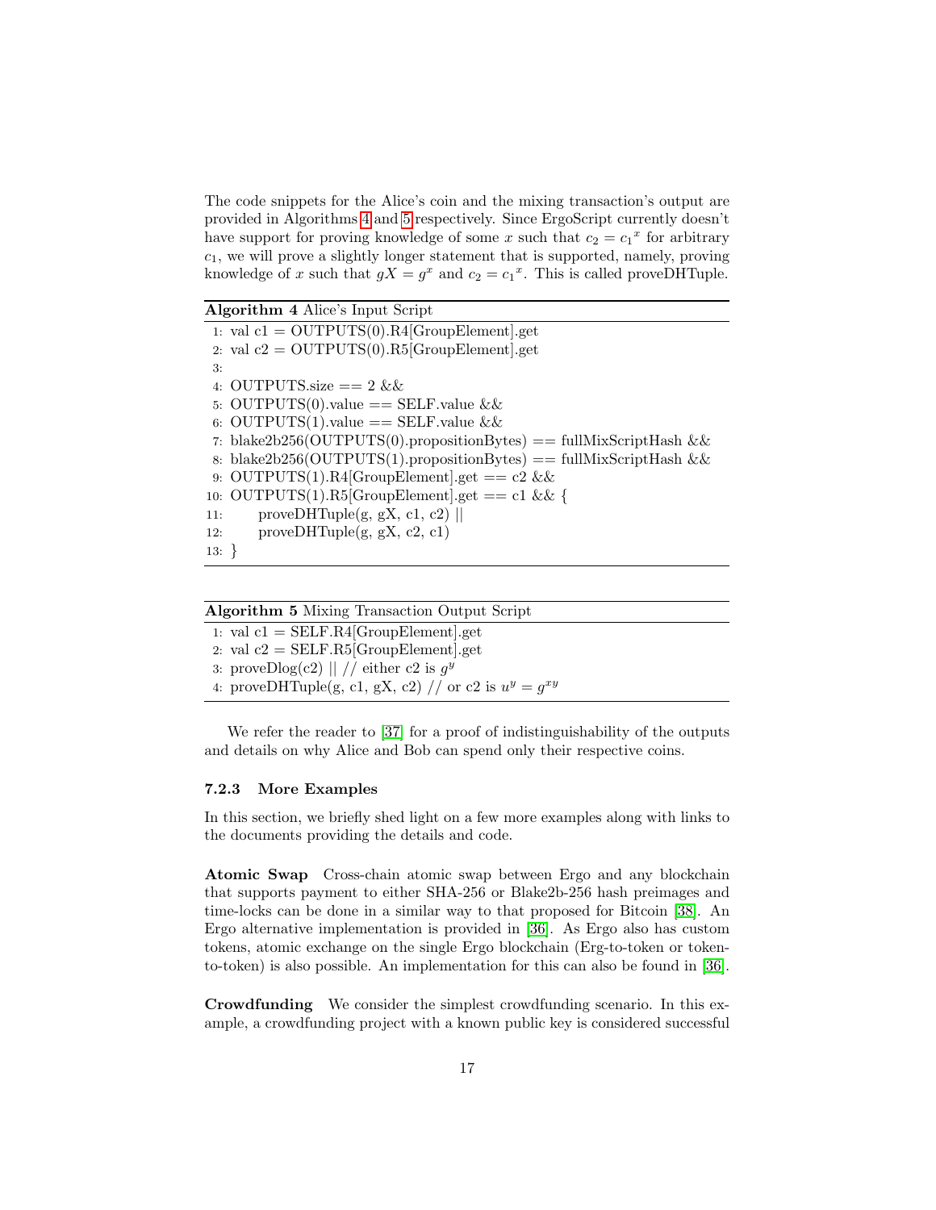The code snippets for the Alice's coin and the mixing transaction's output are provided in Algorithms 4 and 5 respectively. Since ErgoScript currently doesn't have support for proving knowledge of some $x$ such that $c_2 = {c_1}^x$ for arbitrary $c_1$, we will prove a slightly longer statement that is supported, namely, proving knowledge of $x$ such that $gX = g^x$ and $c_2 = {c_1}^x$. This is called proveDHTuple.

**Algorithm 4** Alice's Input Script

```
1: val c1 = OUTPUTS(0).R4[GroupElement].get
2: val c2 = OUTPUTS(0).R5[GroupElement].get
3:
4: OUTPUTS.size == 2 &&
5: OUTPUTS(0).value == SELF.value &&
6: OUTPUTS(1).value == SELF.value &&
7: blake2b256(OUTPUTS(0).propositionBytes) == fullMixScriptHash &&
8: blake2b256(OUTPUTS(1).propositionBytes) == fullMixScriptHash &&
9: OUTPUTS(1).R4[GroupElement].get == c2 &&
10: OUTPUTS(1).R5[GroupElement].get == c1 && {
11:     proveDHTuple(g, gX, c1, c2) ||
12:     proveDHTuple(g, gX, c2, c1)
13: }
```

**Algorithm 5** Mixing Transaction Output Script

```
1: val c1 = SELF.R4[GroupElement].get
2: val c2 = SELF.R5[GroupElement].get
3: proveDlog(c2) || // either c2 is g^y
4: proveDHTuple(g, c1, gX, c2) // or c2 is u^y = g^xy
```

We refer the reader to [37] for a proof of indistinguishability of the outputs and details on why Alice and Bob can spend only their respective coins.

### 7.2.3 More Examples

In this section, we briefly shed light on a few more examples along with links to the documents providing the details and code.

**Atomic Swap** Cross-chain atomic swap between Ergo and any blockchain that supports payment to either SHA-256 or Blake2b-256 hash preimages and time-locks can be done in a similar way to that proposed for Bitcoin [38]. An Ergo alternative implementation is provided in [36]. As Ergo also has custom tokens, atomic exchange on the single Ergo blockchain (Erg-to-token or token-to-token) is also possible. An implementation for this can also be found in [36].

**Crowdfunding** We consider the simplest crowdfunding scenario. In this example, a crowdfunding project with a known public key is considered successful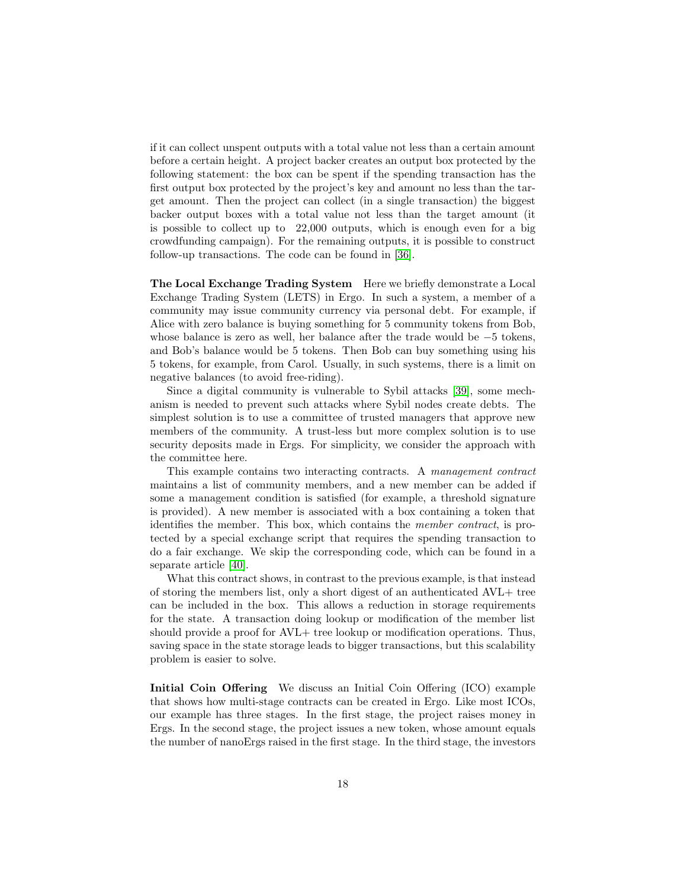if it can collect unspent outputs with a total value not less than a certain amount before a certain height. A project backer creates an output box protected by the following statement: the box can be spent if the spending transaction has the first output box protected by the project's key and amount no less than the target amount. Then the project can collect (in a single transaction) the biggest backer output boxes with a total value not less than the target amount (it is possible to collect up to 22,000 outputs, which is enough even for a big crowdfunding campaign). For the remaining outputs, it is possible to construct follow-up transactions. The code can be found in [36].

**The Local Exchange Trading System** Here we briefly demonstrate a Local Exchange Trading System (LETS) in Ergo. In such a system, a member of a community may issue community currency via personal debt. For example, if Alice with zero balance is buying something for 5 community tokens from Bob, whose balance is zero as well, her balance after the trade would be $-5$ tokens, and Bob's balance would be 5 tokens. Then Bob can buy something using his 5 tokens, for example, from Carol. Usually, in such systems, there is a limit on negative balances (to avoid free-riding).

Since a digital community is vulnerable to Sybil attacks [39], some mechanism is needed to prevent such attacks where Sybil nodes create debts. The simplest solution is to use a committee of trusted managers that approve new members of the community. A trust-less but more complex solution is to use security deposits made in Ergs. For simplicity, we consider the approach with the committee here.

This example contains two interacting contracts. A *management contract* maintains a list of community members, and a new member can be added if some a management condition is satisfied (for example, a threshold signature is provided). A new member is associated with a box containing a token that identifies the member. This box, which contains the *member contract*, is protected by a special exchange script that requires the spending transaction to do a fair exchange. We skip the corresponding code, which can be found in a separate article [40].

What this contract shows, in contrast to the previous example, is that instead of storing the members list, only a short digest of an authenticated AVL+ tree can be included in the box. This allows a reduction in storage requirements for the state. A transaction doing lookup or modification of the member list should provide a proof for AVL+ tree lookup or modification operations. Thus, saving space in the state storage leads to bigger transactions, but this scalability problem is easier to solve.

**Initial Coin Offering** We discuss an Initial Coin Offering (ICO) example that shows how multi-stage contracts can be created in Ergo. Like most ICOs, our example has three stages. In the first stage, the project raises money in Ergs. In the second stage, the project issues a new token, whose amount equals the number of nanoErgs raised in the first stage. In the third stage, the investors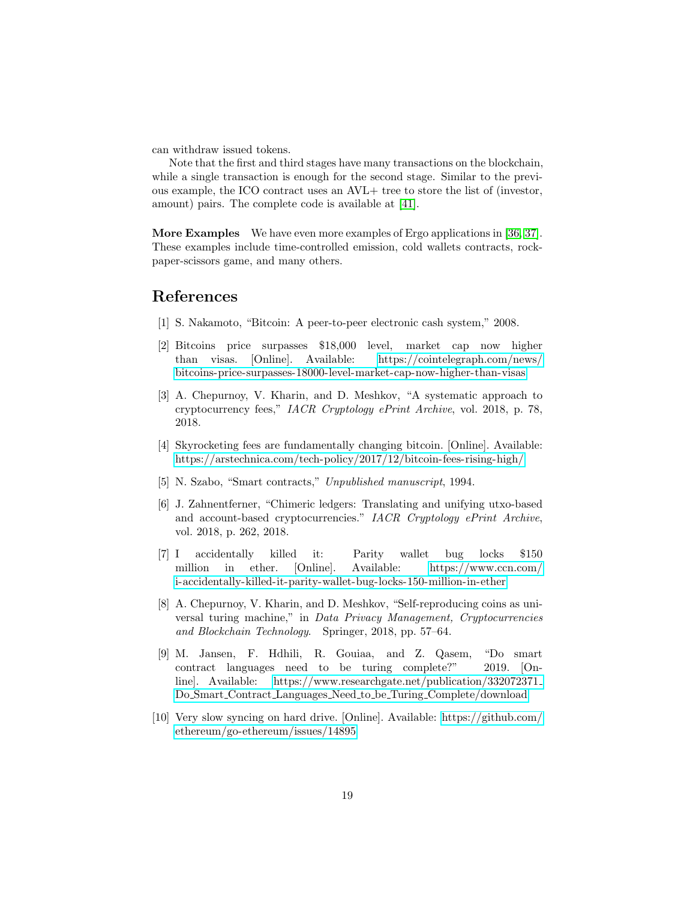can withdraw issued tokens.

Note that the first and third stages have many transactions on the blockchain, while a single transaction is enough for the second stage. Similar to the previous example, the ICO contract uses an AVL+ tree to store the list of (investor, amount) pairs. The complete code is available at [41].

**More Examples** We have even more examples of Ergo applications in [36, 37]. These examples include time-controlled emission, cold wallets contracts, rock-paper-scissors game, and many others.

## References

[1] S. Nakamoto, "Bitcoin: A peer-to-peer electronic cash system," 2008.

[2] Bitcoins price surpasses $18,000 level, market cap now higher than visas. [Online]. Available: https://cointelegraph.com/news/bitcoins-price-surpasses-18000-level-market-cap-now-higher-than-visas

[3] A. Chepurnoy, V. Kharin, and D. Meshkov, "A systematic approach to cryptocurrency fees," *IACR Cryptology ePrint Archive*, vol. 2018, p. 78, 2018.

[4] Skyrocketing fees are fundamentally changing bitcoin. [Online]. Available: https://arstechnica.com/tech-policy/2017/12/bitcoin-fees-rising-high/

[5] N. Szabo, "Smart contracts," *Unpublished manuscript*, 1994.

[6] J. Zahnentferner, "Chimeric ledgers: Translating and unifying utxo-based and account-based cryptocurrencies." *IACR Cryptology ePrint Archive*, vol. 2018, p. 262, 2018.

[7] I accidentally killed it: Parity wallet bug locks $150 million in ether. [Online]. Available: https://www.ccn.com/i-accidentally-killed-it-parity-wallet-bug-locks-150-million-in-ether

[8] A. Chepurnoy, V. Kharin, and D. Meshkov, "Self-reproducing coins as universal turing machine," in *Data Privacy Management, Cryptocurrencies and Blockchain Technology*. Springer, 2018, pp. 57–64.

[9] M. Jansen, F. Hdhili, R. Gouiaa, and Z. Qasem, "Do smart contract languages need to be turing complete?" 2019. [Online]. Available: https://www.researchgate.net/publication/332072371_Do_Smart_Contract_Languages_Need_to_be_Turing_Complete/download

[10] Very slow syncing on hard drive. [Online]. Available: https://github.com/ethereum/go-ethereum/issues/14895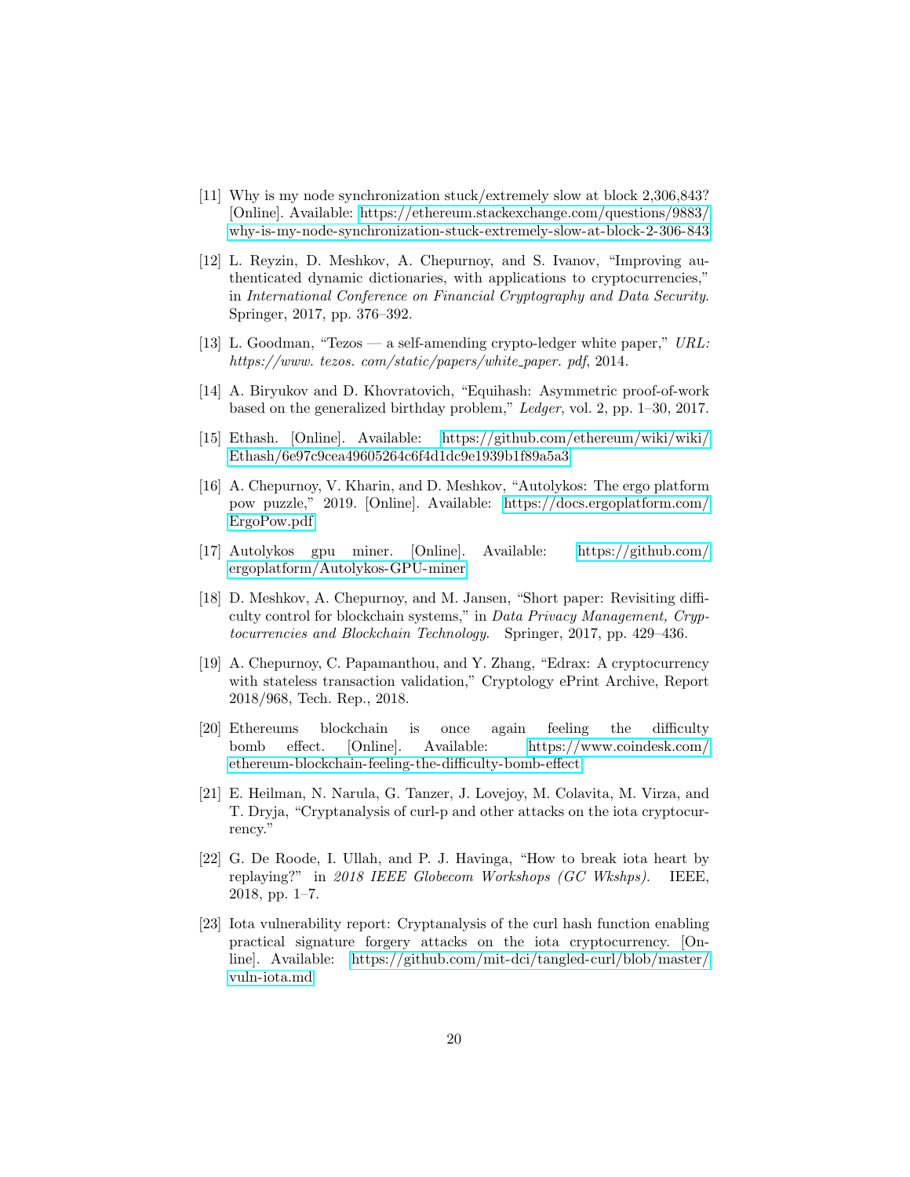[11] Why is my node synchronization stuck/extremely slow at block 2,306,843? [Online]. Available: https://ethereum.stackexchange.com/questions/9883/why-is-my-node-synchronization-stuck-extremely-slow-at-block-2-306-843

[12] L. Reyzin, D. Meshkov, A. Chepurnoy, and S. Ivanov, "Improving authenticated dynamic dictionaries, with applications to cryptocurrencies," in *International Conference on Financial Cryptography and Data Security*. Springer, 2017, pp. 376–392.

[13] L. Goodman, "Tezos — a self-amending crypto-ledger white paper," *URL: https://www. tezos. com/static/papers/white_paper. pdf*, 2014.

[14] A. Biryukov and D. Khovratovich, "Equihash: Asymmetric proof-of-work based on the generalized birthday problem," *Ledger*, vol. 2, pp. 1–30, 2017.

[15] Ethash. [Online]. Available: https://github.com/ethereum/wiki/wiki/Ethash/6e97c9cea49605264c6f4d1dc9e1939b1f89a5a3

[16] A. Chepurnoy, V. Kharin, and D. Meshkov, "Autolykos: The ergo platform pow puzzle," 2019. [Online]. Available: https://docs.ergoplatform.com/ErgoPow.pdf

[17] Autolykos gpu miner. [Online]. Available: https://github.com/ergoplatform/Autolykos-GPU-miner

[18] D. Meshkov, A. Chepurnoy, and M. Jansen, "Short paper: Revisiting difficulty control for blockchain systems," in *Data Privacy Management, Cryptocurrencies and Blockchain Technology*. Springer, 2017, pp. 429–436.

[19] A. Chepurnoy, C. Papamanthou, and Y. Zhang, "Edrax: A cryptocurrency with stateless transaction validation," Cryptology ePrint Archive, Report 2018/968, Tech. Rep., 2018.

[20] Ethereums blockchain is once again feeling the difficulty bomb effect. [Online]. Available: https://www.coindesk.com/ethereum-blockchain-feeling-the-difficulty-bomb-effect

[21] E. Heilman, N. Narula, G. Tanzer, J. Lovejoy, M. Colavita, M. Virza, and T. Dryja, "Cryptanalysis of curl-p and other attacks on the iota cryptocurrency."

[22] G. De Roode, I. Ullah, and P. J. Havinga, "How to break iota heart by replaying?" in *2018 IEEE Globecom Workshops (GC Wkshps)*. IEEE, 2018, pp. 1–7.

[23] Iota vulnerability report: Cryptanalysis of the curl hash function enabling practical signature forgery attacks on the iota cryptocurrency. [Online]. Available: https://github.com/mit-dci/tangled-curl/blob/master/vuln-iota.md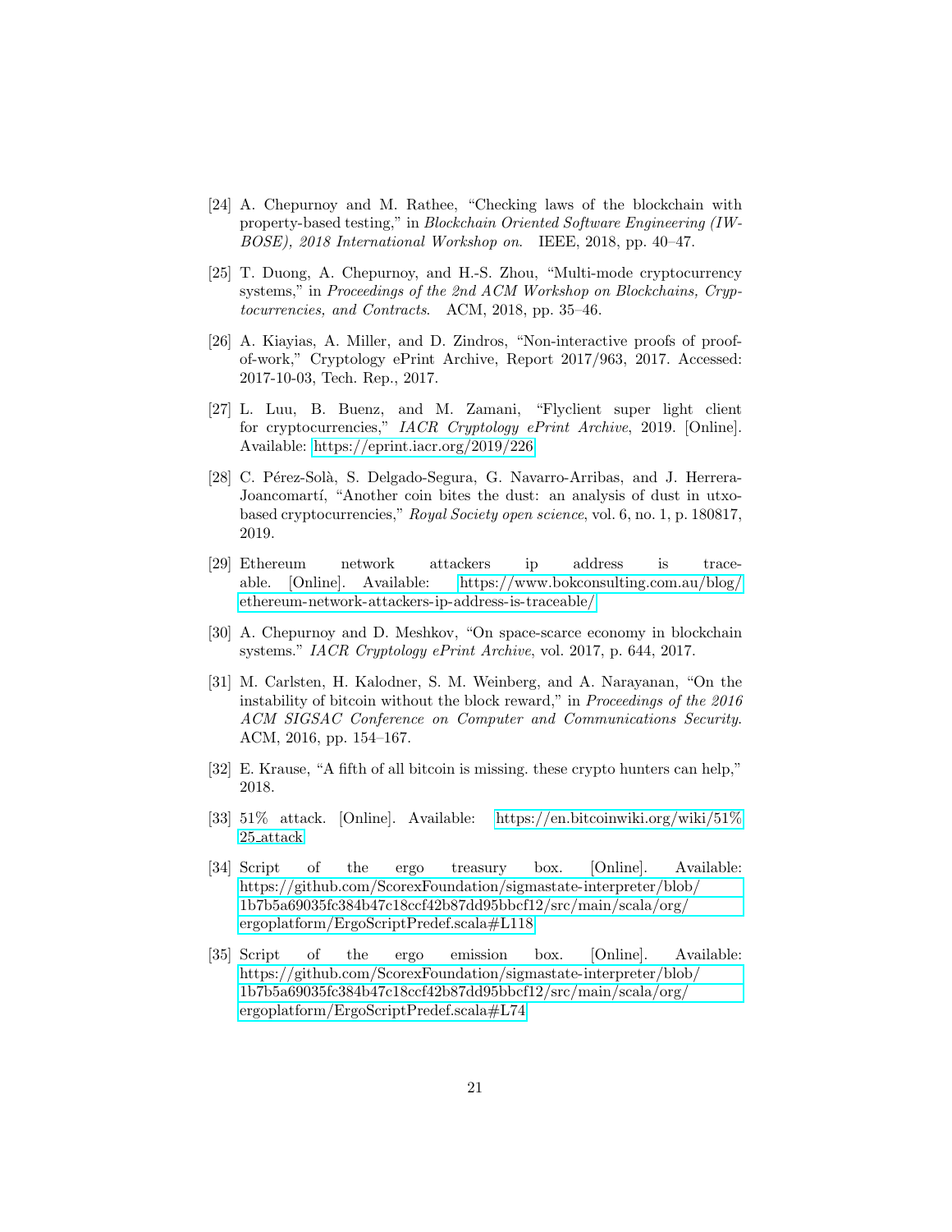[24] A. Chepurnoy and M. Rathee, "Checking laws of the blockchain with property-based testing," in *Blockchain Oriented Software Engineering (IWBOSE), 2018 International Workshop on*. IEEE, 2018, pp. 40–47.

[25] T. Duong, A. Chepurnoy, and H.-S. Zhou, "Multi-mode cryptocurrency systems," in *Proceedings of the 2nd ACM Workshop on Blockchains, Cryptocurrencies, and Contracts*. ACM, 2018, pp. 35–46.

[26] A. Kiayias, A. Miller, and D. Zindros, "Non-interactive proofs of proof-of-work," Cryptology ePrint Archive, Report 2017/963, 2017. Accessed: 2017-10-03, Tech. Rep., 2017.

[27] L. Luu, B. Buenz, and M. Zamani, "Flyclient super light client for cryptocurrencies," *IACR Cryptology ePrint Archive*, 2019. [Online]. Available: https://eprint.iacr.org/2019/226

[28] C. Pérez-Solà, S. Delgado-Segura, G. Navarro-Arribas, and J. Herrera-Joancomartí, "Another coin bites the dust: an analysis of dust in utxo-based cryptocurrencies," *Royal Society open science*, vol. 6, no. 1, p. 180817, 2019.

[29] Ethereum network attackers ip address is traceable. [Online]. Available: https://www.bokconsulting.com.au/blog/ethereum-network-attackers-ip-address-is-traceable/

[30] A. Chepurnoy and D. Meshkov, "On space-scarce economy in blockchain systems." *IACR Cryptology ePrint Archive*, vol. 2017, p. 644, 2017.

[31] M. Carlsten, H. Kalodner, S. M. Weinberg, and A. Narayanan, "On the instability of bitcoin without the block reward," in *Proceedings of the 2016 ACM SIGSAC Conference on Computer and Communications Security*. ACM, 2016, pp. 154–167.

[32] E. Krause, "A fifth of all bitcoin is missing. these crypto hunters can help," 2018.

[33] 51% attack. [Online]. Available: https://en.bitcoinwiki.org/wiki/51%25_attack

[34] Script of the ergo treasury box. [Online]. Available: https://github.com/ScorexFoundation/sigmastate-interpreter/blob/1b7b5a69035fc384b47c18ccf42b87dd95bbcf12/src/main/scala/org/ergoplatform/ErgoScriptPredef.scala#L118

[35] Script of the ergo emission box. [Online]. Available: https://github.com/ScorexFoundation/sigmastate-interpreter/blob/1b7b5a69035fc384b47c18ccf42b87dd95bbcf12/src/main/scala/org/ergoplatform/ErgoScriptPredef.scala#L74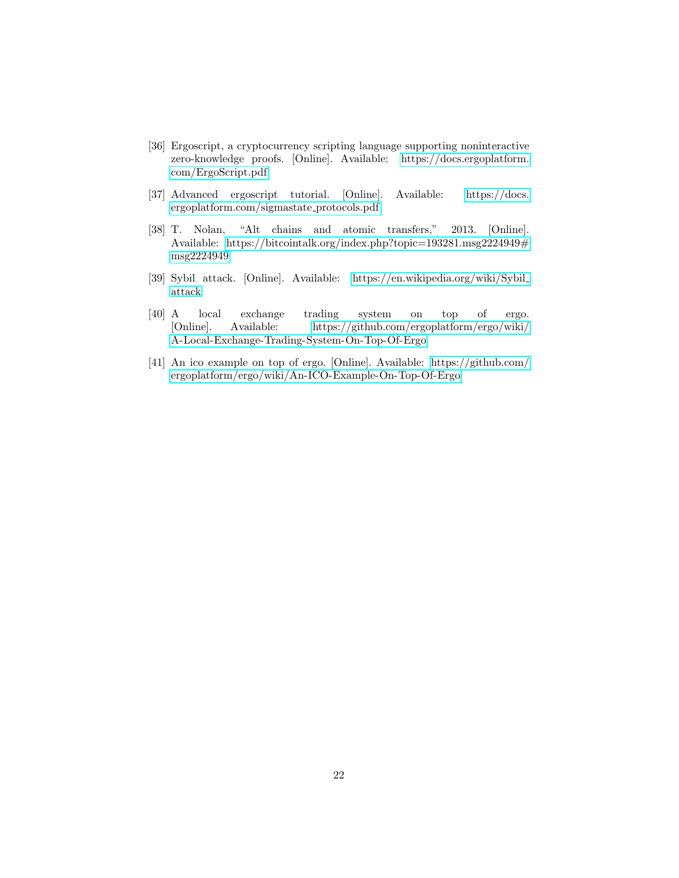[36] Ergoscript, a cryptocurrency scripting language supporting noninteractive zero-knowledge proofs. [Online]. Available: https://docs.ergoplatform.com/ErgoScript.pdf

[37] Advanced ergoscript tutorial. [Online]. Available: https://docs.ergoplatform.com/sigmastate_protocols.pdf

[38] T. Nolan, "Alt chains and atomic transfers," 2013. [Online]. Available: https://bitcointalk.org/index.php?topic=193281.msg2224949#msg2224949

[39] Sybil attack. [Online]. Available: https://en.wikipedia.org/wiki/Sybil_attack

[40] A local exchange trading system on top of ergo. [Online]. Available: https://github.com/ergoplatform/ergo/wiki/A-Local-Exchange-Trading-System-On-Top-Of-Ergo

[41] An ico example on top of ergo. [Online]. Available: https://github.com/ergoplatform/ergo/wiki/An-ICO-Example-On-Top-Of-Ergo